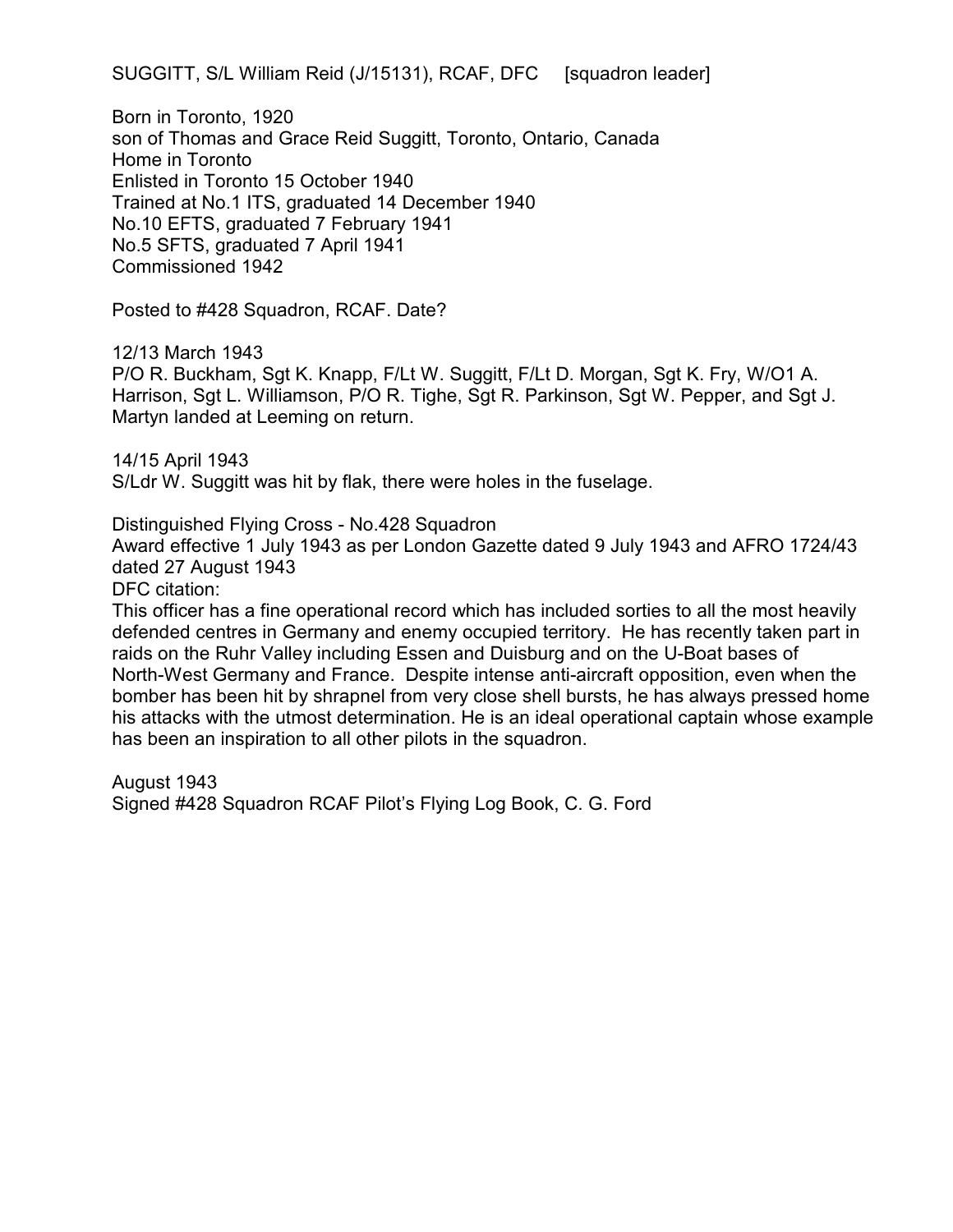SUGGITT, S/L William Reid (J/15131), RCAF, DFC [squadron leader]

Born in Toronto, 1920
son of Thomas and Grace Reid Suggitt, Toronto, Ontario, Canada
Home in Toronto
Enlisted in Toronto 15 October 1940
Trained at No.1 ITS, graduated 14 December 1940
No.10 EFTS, graduated 7 February 1941
No.5 SFTS, graduated 7 April 1941
Commissioned 1942

Posted to #428 Squadron, RCAF. Date?

12/13 March 1943
P/O R. Buckham, Sgt K. Knapp, F/Lt W. Suggitt, F/Lt D. Morgan, Sgt K. Fry, W/O1 A. Harrison, Sgt L. Williamson, P/O R. Tighe, Sgt R. Parkinson, Sgt W. Pepper, and Sgt J. Martyn landed at Leeming on return.

14/15 April 1943
S/Ldr W. Suggitt was hit by flak, there were holes in the fuselage.

Distinguished Flying Cross - No.428 Squadron
Award effective 1 July 1943 as per London Gazette dated 9 July 1943 and AFRO 1724/43 dated 27 August 1943
DFC citation:
This officer has a fine operational record which has included sorties to all the most heavily defended centres in Germany and enemy occupied territory. He has recently taken part in raids on the Ruhr Valley including Essen and Duisburg and on the U-Boat bases of North-West Germany and France. Despite intense anti-aircraft opposition, even when the bomber has been hit by shrapnel from very close shell bursts, he has always pressed home his attacks with the utmost determination. He is an ideal operational captain whose example has been an inspiration to all other pilots in the squadron.

August 1943
Signed #428 Squadron RCAF Pilot's Flying Log Book, C. G. Ford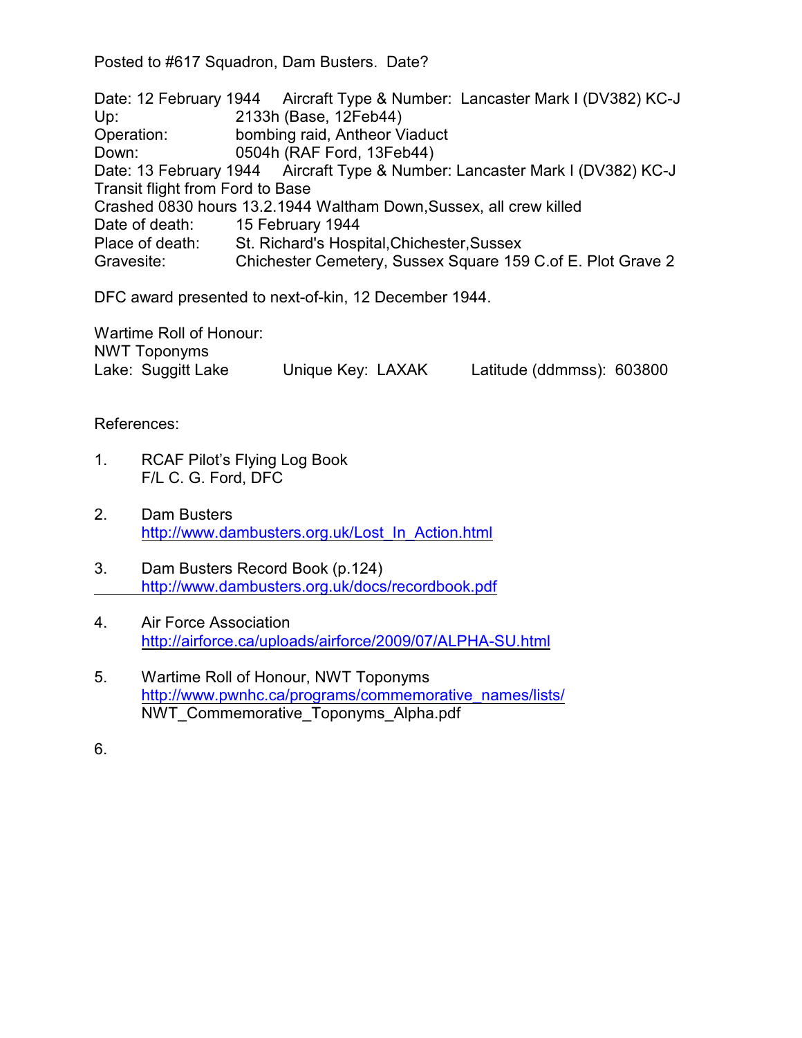Posted to #617 Squadron, Dam Busters. Date?

Date: 12 February 1944 Aircraft Type & Number: Lancaster Mark I (DV382) KC-J
Up: 2133h (Base, 12Feb44)
Operation: bombing raid, Antheor Viaduct
Down: 0504h (RAF Ford, 13Feb44)
Date: 13 February 1944 Aircraft Type & Number: Lancaster Mark I (DV382) KC-J
Transit flight from Ford to Base
Crashed 0830 hours 13.2.1944 Waltham Down,Sussex, all crew killed
Date of death: 15 February 1944
Place of death: St. Richard's Hospital,Chichester,Sussex
Gravesite: Chichester Cemetery, Sussex Square 159 C.of E. Plot Grave 2

DFC award presented to next-of-kin, 12 December 1944.

Wartime Roll of Honour:
NWT Toponyms
Lake: Suggitt Lake Unique Key: LAXAK Latitude (ddmmss): 603800

References:

1. RCAF Pilot's Flying Log Book
   F/L C. G. Ford, DFC

2. Dam Busters
   http://www.dambusters.org.uk/Lost_In_Action.html

3. Dam Busters Record Book (p.124)
   http://www.dambusters.org.uk/docs/recordbook.pdf

4. Air Force Association
   http://airforce.ca/uploads/airforce/2009/07/ALPHA-SU.html

5. Wartime Roll of Honour, NWT Toponyms
   http://www.pwnhc.ca/programs/commemorative_names/lists/
   NWT_Commemorative_Toponyms_Alpha.pdf

6.